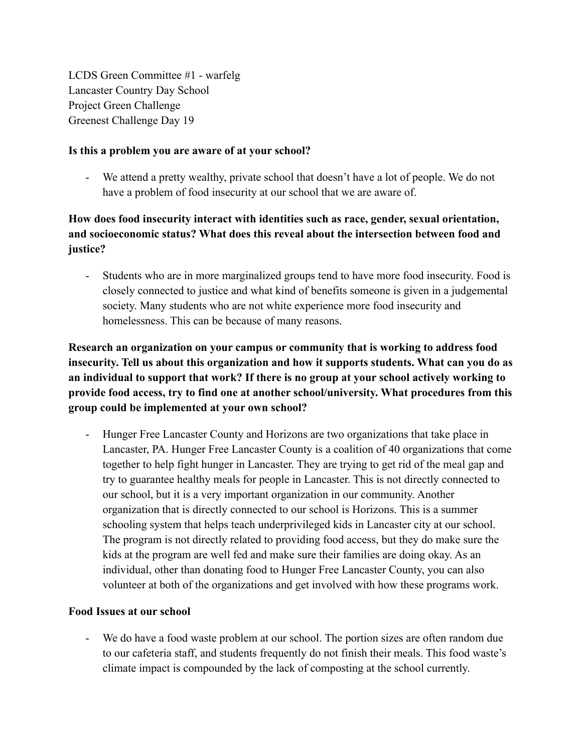LCDS Green Committee #1 - warfelg
Lancaster Country Day School
Project Green Challenge
Greenest Challenge Day 19

**Is this a problem you are aware of at your school?**

- We attend a pretty wealthy, private school that doesn't have a lot of people. We do not have a problem of food insecurity at our school that we are aware of.

**How does food insecurity interact with identities such as race, gender, sexual orientation, and socioeconomic status? What does this reveal about the intersection between food and justice?**

- Students who are in more marginalized groups tend to have more food insecurity. Food is closely connected to justice and what kind of benefits someone is given in a judgemental society. Many students who are not white experience more food insecurity and homelessness. This can be because of many reasons.

**Research an organization on your campus or community that is working to address food insecurity. Tell us about this organization and how it supports students. What can you do as an individual to support that work? If there is no group at your school actively working to provide food access, try to find one at another school/university. What procedures from this group could be implemented at your own school?**

- Hunger Free Lancaster County and Horizons are two organizations that take place in Lancaster, PA. Hunger Free Lancaster County is a coalition of 40 organizations that come together to help fight hunger in Lancaster. They are trying to get rid of the meal gap and try to guarantee healthy meals for people in Lancaster. This is not directly connected to our school, but it is a very important organization in our community. Another organization that is directly connected to our school is Horizons. This is a summer schooling system that helps teach underprivileged kids in Lancaster city at our school. The program is not directly related to providing food access, but they do make sure the kids at the program are well fed and make sure their families are doing okay. As an individual, other than donating food to Hunger Free Lancaster County, you can also volunteer at both of the organizations and get involved with how these programs work.

**Food Issues at our school**

- We do have a food waste problem at our school. The portion sizes are often random due to our cafeteria staff, and students frequently do not finish their meals. This food waste's climate impact is compounded by the lack of composting at the school currently.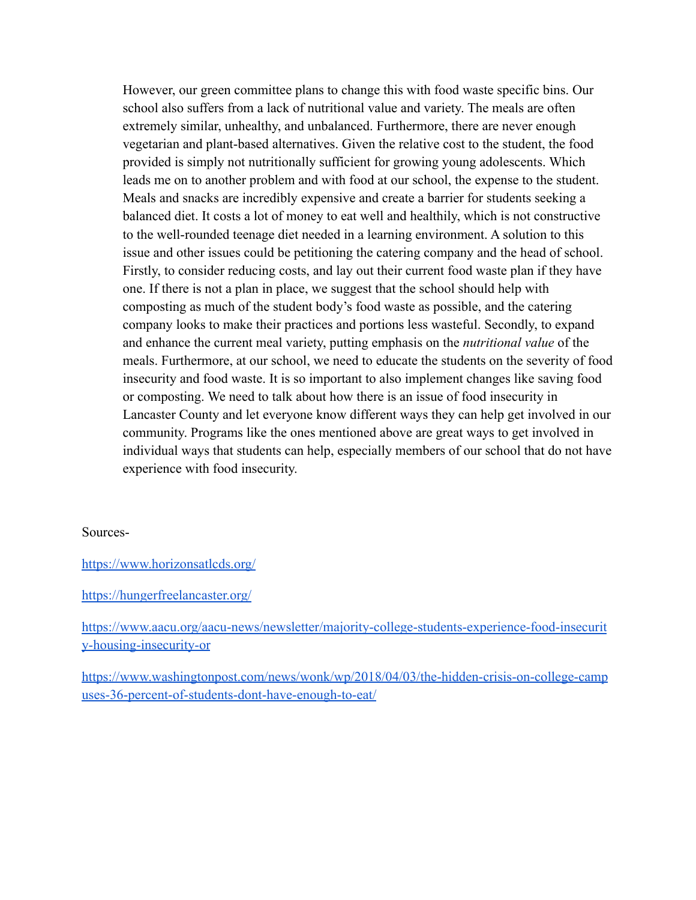However, our green committee plans to change this with food waste specific bins. Our school also suffers from a lack of nutritional value and variety. The meals are often extremely similar, unhealthy, and unbalanced. Furthermore, there are never enough vegetarian and plant-based alternatives. Given the relative cost to the student, the food provided is simply not nutritionally sufficient for growing young adolescents. Which leads me on to another problem and with food at our school, the expense to the student. Meals and snacks are incredibly expensive and create a barrier for students seeking a balanced diet. It costs a lot of money to eat well and healthily, which is not constructive to the well-rounded teenage diet needed in a learning environment. A solution to this issue and other issues could be petitioning the catering company and the head of school. Firstly, to consider reducing costs, and lay out their current food waste plan if they have one. If there is not a plan in place, we suggest that the school should help with composting as much of the student body's food waste as possible, and the catering company looks to make their practices and portions less wasteful. Secondly, to expand and enhance the current meal variety, putting emphasis on the *nutritional value* of the meals. Furthermore, at our school, we need to educate the students on the severity of food insecurity and food waste. It is so important to also implement changes like saving food or composting. We need to talk about how there is an issue of food insecurity in Lancaster County and let everyone know different ways they can help get involved in our community. Programs like the ones mentioned above are great ways to get involved in individual ways that students can help, especially members of our school that do not have experience with food insecurity.

Sources-

https://www.horizonsatlcds.org/

https://hungerfreelancaster.org/

https://www.aacu.org/aacu-news/newsletter/majority-college-students-experience-food-insecurity-housing-insecurity-or

https://www.washingtonpost.com/news/wonk/wp/2018/04/03/the-hidden-crisis-on-college-campuses-36-percent-of-students-dont-have-enough-to-eat/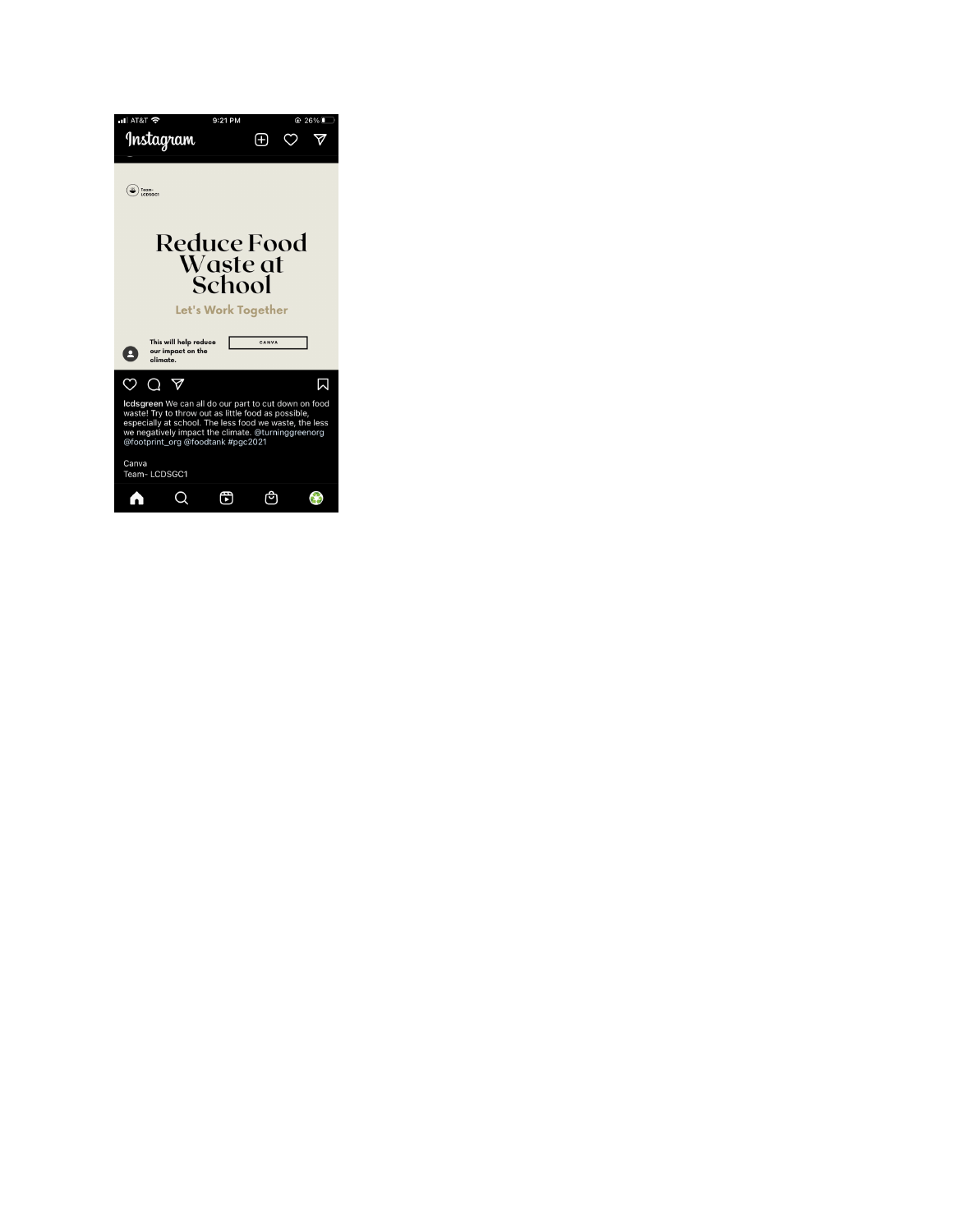AT&T 9:21 PM 26%

Instagram

Team- LCDSGC1

# Reduce Food Waste at School

Let's Work Together

This will help reduce our impact on the climate.

CANVA

**lcdsgreen** We can all do our part to cut down on food waste! Try to throw out as little food as possible, especially at school. The less food we waste, the less we negatively impact the climate. @turninggreenorg @footprint_org @foodtank #pgc2021

Canva
Team- LCDSGC1